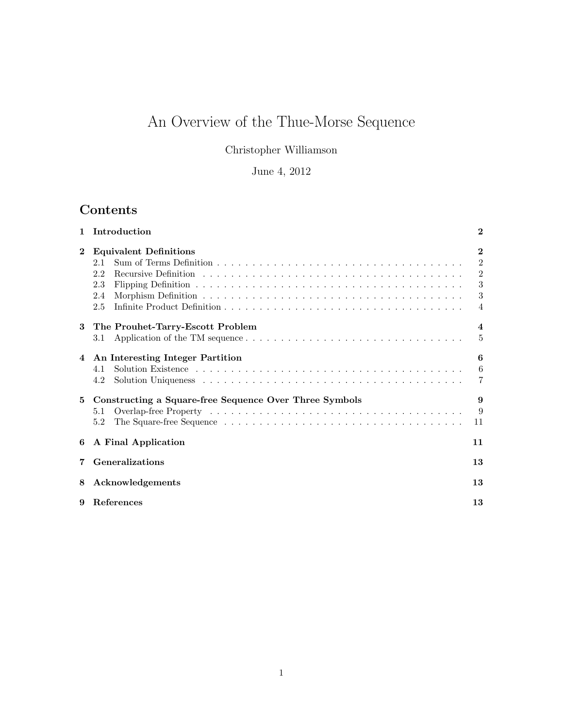# An Overview of the Thue-Morse Sequence

Christopher Williamson

June 4, 2012

## Contents

| | | |
|---|---|---|
| **1** | **Introduction** | **2** |
| **2** | **Equivalent Definitions** | **2** |
| | 2.1 Sum of Terms Definition | 2 |
| | 2.2 Recursive Definition | 2 |
| | 2.3 Flipping Definition | 3 |
| | 2.4 Morphism Definition | 3 |
| | 2.5 Infinite Product Definition | 4 |
| **3** | **The Prouhet-Tarry-Escott Problem** | **4** |
| | 3.1 Application of the TM sequence | 5 |
| **4** | **An Interesting Integer Partition** | **6** |
| | 4.1 Solution Existence | 6 |
| | 4.2 Solution Uniqueness | 7 |
| **5** | **Constructing a Square-free Sequence Over Three Symbols** | **9** |
| | 5.1 Overlap-free Property | 9 |
| | 5.2 The Square-free Sequence | 11 |
| **6** | **A Final Application** | **11** |
| **7** | **Generalizations** | **13** |
| **8** | **Acknowledgements** | **13** |
| **9** | **References** | **13** |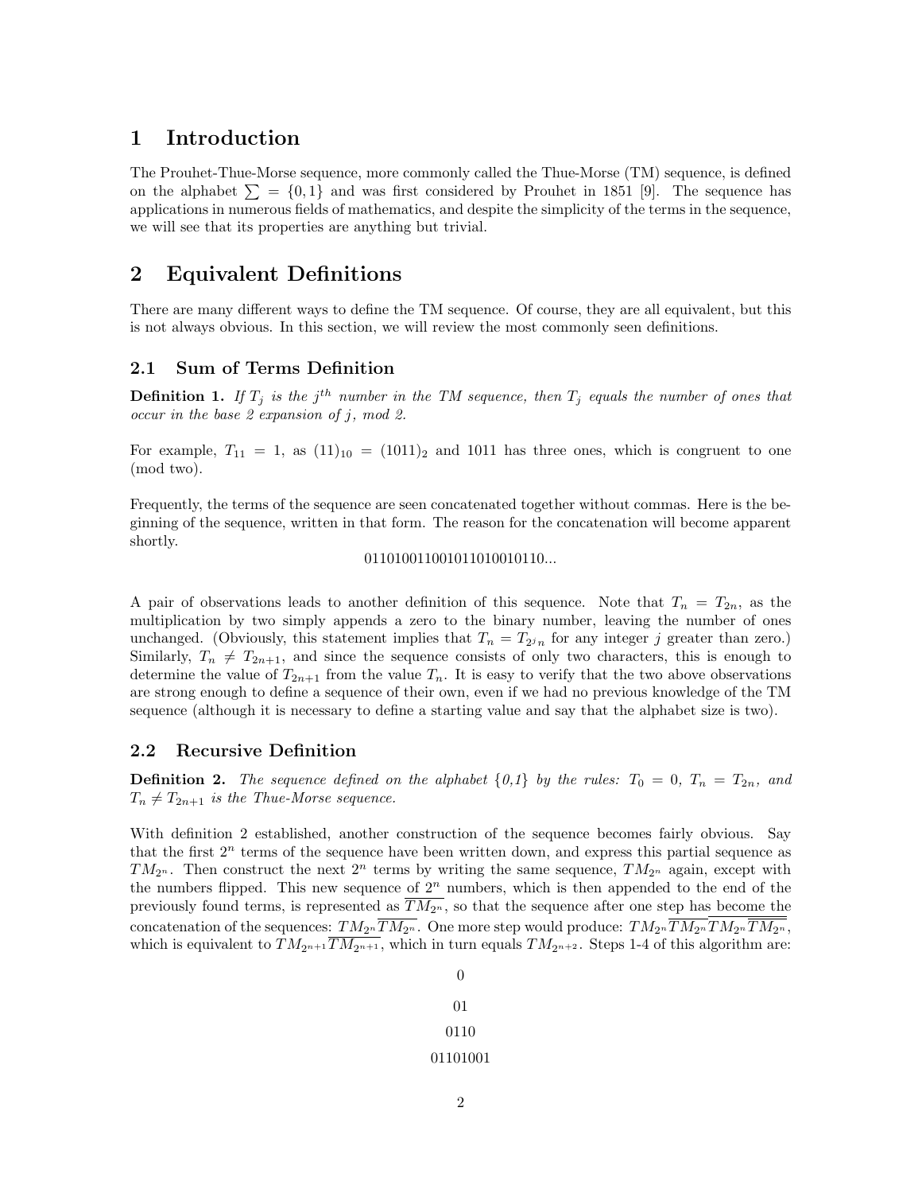# 1 Introduction

The Prouhet-Thue-Morse sequence, more commonly called the Thue-Morse (TM) sequence, is defined on the alphabet $\sum = \{0,1\}$ and was first considered by Prouhet in 1851 [9]. The sequence has applications in numerous fields of mathematics, and despite the simplicity of the terms in the sequence, we will see that its properties are anything but trivial.

# 2 Equivalent Definitions

There are many different ways to define the TM sequence. Of course, they are all equivalent, but this is not always obvious. In this section, we will review the most commonly seen definitions.

## 2.1 Sum of Terms Definition

**Definition 1.** *If $T_j$ is the $j^{th}$ number in the TM sequence, then $T_j$ equals the number of ones that occur in the base 2 expansion of $j$, mod 2.*

For example, $T_{11} = 1$, as $(11)_{10} = (1011)_2$ and 1011 has three ones, which is congruent to one (mod two).

Frequently, the terms of the sequence are seen concatenated together without commas. Here is the beginning of the sequence, written in that form. The reason for the concatenation will become apparent shortly.

$$0110100110010110100101 10...$$

A pair of observations leads to another definition of this sequence. Note that $T_n = T_{2n}$, as the multiplication by two simply appends a zero to the binary number, leaving the number of ones unchanged. (Obviously, this statement implies that $T_n = T_{2^j n}$ for any integer $j$ greater than zero.) Similarly, $T_n \neq T_{2n+1}$, and since the sequence consists of only two characters, this is enough to determine the value of $T_{2n+1}$ from the value $T_n$. It is easy to verify that the two above observations are strong enough to define a sequence of their own, even if we had no previous knowledge of the TM sequence (although it is necessary to define a starting value and say that the alphabet size is two).

## 2.2 Recursive Definition

**Definition 2.** *The sequence defined on the alphabet {0,1} by the rules: $T_0 = 0$, $T_n = T_{2n}$, and $T_n \neq T_{2n+1}$ is the Thue-Morse sequence.*

With definition 2 established, another construction of the sequence becomes fairly obvious. Say that the first $2^n$ terms of the sequence have been written down, and express this partial sequence as $TM_{2^n}$. Then construct the next $2^n$ terms by writing the same sequence, $TM_{2^n}$ again, except with the numbers flipped. This new sequence of $2^n$ numbers, which is then appended to the end of the previously found terms, is represented as $\overline{TM_{2^n}}$, so that the sequence after one step has become the concatenation of the sequences: $TM_{2^n}\overline{TM_{2^n}}$. One more step would produce: $TM_{2^n}\overline{TM_{2^n}}\,\overline{TM_{2^n}\overline{TM_{2^n}}}$, which is equivalent to $TM_{2^{n+1}}\overline{TM_{2^{n+1}}}$, which in turn equals $TM_{2^{n+2}}$. Steps 1-4 of this algorithm are:

0

01

0110

01101001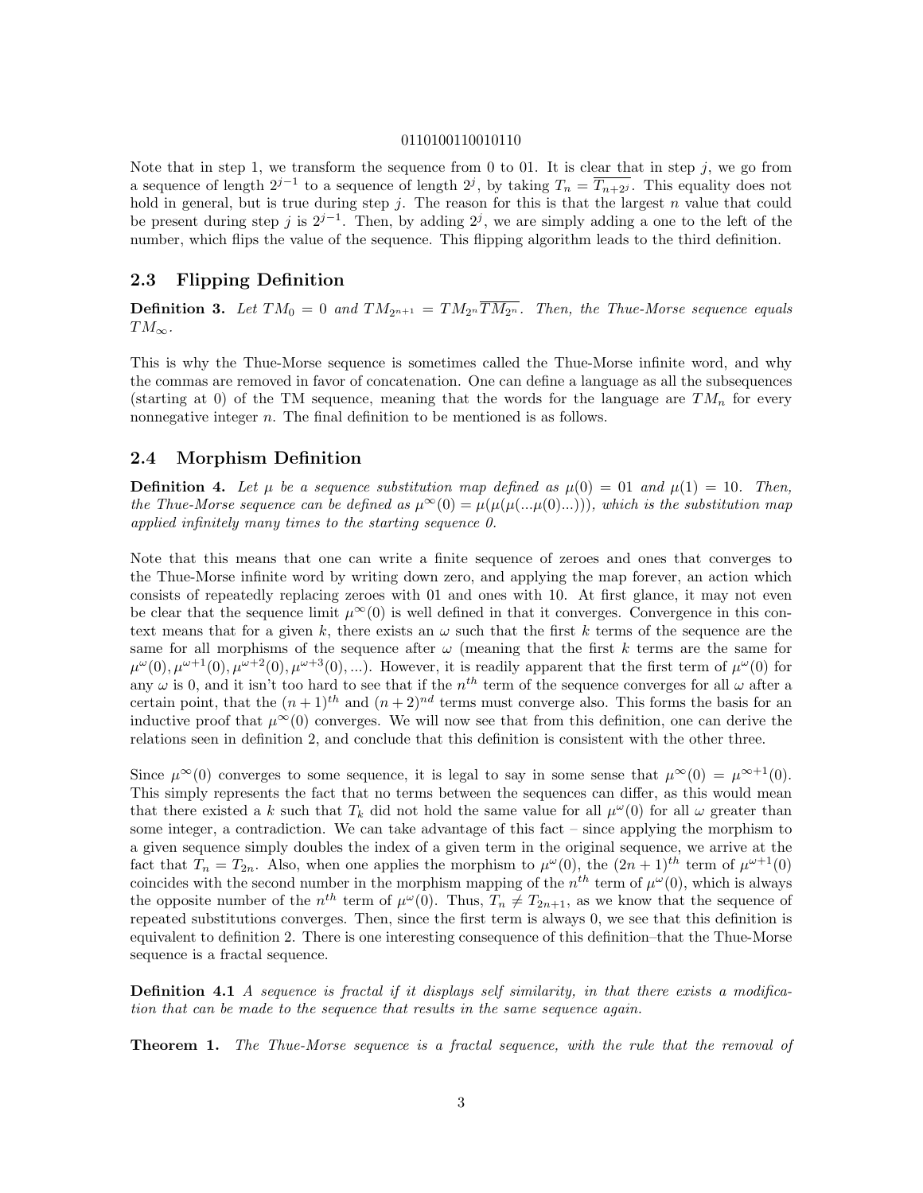0110100110010110

Note that in step 1, we transform the sequence from 0 to 01. It is clear that in step $j$, we go from a sequence of length $2^{j-1}$ to a sequence of length $2^j$, by taking $T_n = \overline{T_{n+2^j}}$. This equality does not hold in general, but is true during step $j$. The reason for this is that the largest $n$ value that could be present during step $j$ is $2^{j-1}$. Then, by adding $2^j$, we are simply adding a one to the left of the number, which flips the value of the sequence. This flipping algorithm leads to the third definition.

## 2.3 Flipping Definition

**Definition 3.** *Let $TM_0 = 0$ and $TM_{2^{n+1}} = TM_{2^n}\overline{TM_{2^n}}$. Then, the Thue-Morse sequence equals $TM_\infty$.*

This is why the Thue-Morse sequence is sometimes called the Thue-Morse infinite word, and why the commas are removed in favor of concatenation. One can define a language as all the subsequences (starting at 0) of the TM sequence, meaning that the words for the language are $TM_n$ for every nonnegative integer $n$. The final definition to be mentioned is as follows.

## 2.4 Morphism Definition

**Definition 4.** *Let $\mu$ be a sequence substitution map defined as $\mu(0) = 01$ and $\mu(1) = 10$. Then, the Thue-Morse sequence can be defined as $\mu^\infty(0) = \mu(\mu(\mu(...\mu(0)...)))$, which is the substitution map applied infinitely many times to the starting sequence 0.*

Note that this means that one can write a finite sequence of zeroes and ones that converges to the Thue-Morse infinite word by writing down zero, and applying the map forever, an action which consists of repeatedly replacing zeroes with 01 and ones with 10. At first glance, it may not even be clear that the sequence limit $\mu^\infty(0)$ is well defined in that it converges. Convergence in this context means that for a given $k$, there exists an $\omega$ such that the first $k$ terms of the sequence are the same for all morphisms of the sequence after $\omega$ (meaning that the first $k$ terms are the same for $\mu^\omega(0), \mu^{\omega+1}(0), \mu^{\omega+2}(0), \mu^{\omega+3}(0), ...$). However, it is readily apparent that the first term of $\mu^\omega(0)$ for any $\omega$ is 0, and it isn't too hard to see that if the $n^{th}$ term of the sequence converges for all $\omega$ after a certain point, that the $(n+1)^{th}$ and $(n+2)^{nd}$ terms must converge also. This forms the basis for an inductive proof that $\mu^\infty(0)$ converges. We will now see that from this definition, one can derive the relations seen in definition 2, and conclude that this definition is consistent with the other three.

Since $\mu^\infty(0)$ converges to some sequence, it is legal to say in some sense that $\mu^\infty(0) = \mu^{\infty+1}(0)$. This simply represents the fact that no terms between the sequences can differ, as this would mean that there existed a $k$ such that $T_k$ did not hold the same value for all $\mu^\omega(0)$ for all $\omega$ greater than some integer, a contradiction. We can take advantage of this fact – since applying the morphism to a given sequence simply doubles the index of a given term in the original sequence, we arrive at the fact that $T_n = T_{2n}$. Also, when one applies the morphism to $\mu^\omega(0)$, the $(2n+1)^{th}$ term of $\mu^{\omega+1}(0)$ coincides with the second number in the morphism mapping of the $n^{th}$ term of $\mu^\omega(0)$, which is always the opposite number of the $n^{th}$ term of $\mu^\omega(0)$. Thus, $T_n \neq T_{2n+1}$, as we know that the sequence of repeated substitutions converges. Then, since the first term is always 0, we see that this definition is equivalent to definition 2. There is one interesting consequence of this definition–that the Thue-Morse sequence is a fractal sequence.

**Definition 4.1** *A sequence is fractal if it displays self similarity, in that there exists a modification that can be made to the sequence that results in the same sequence again.*

**Theorem 1.** *The Thue-Morse sequence is a fractal sequence, with the rule that the removal of*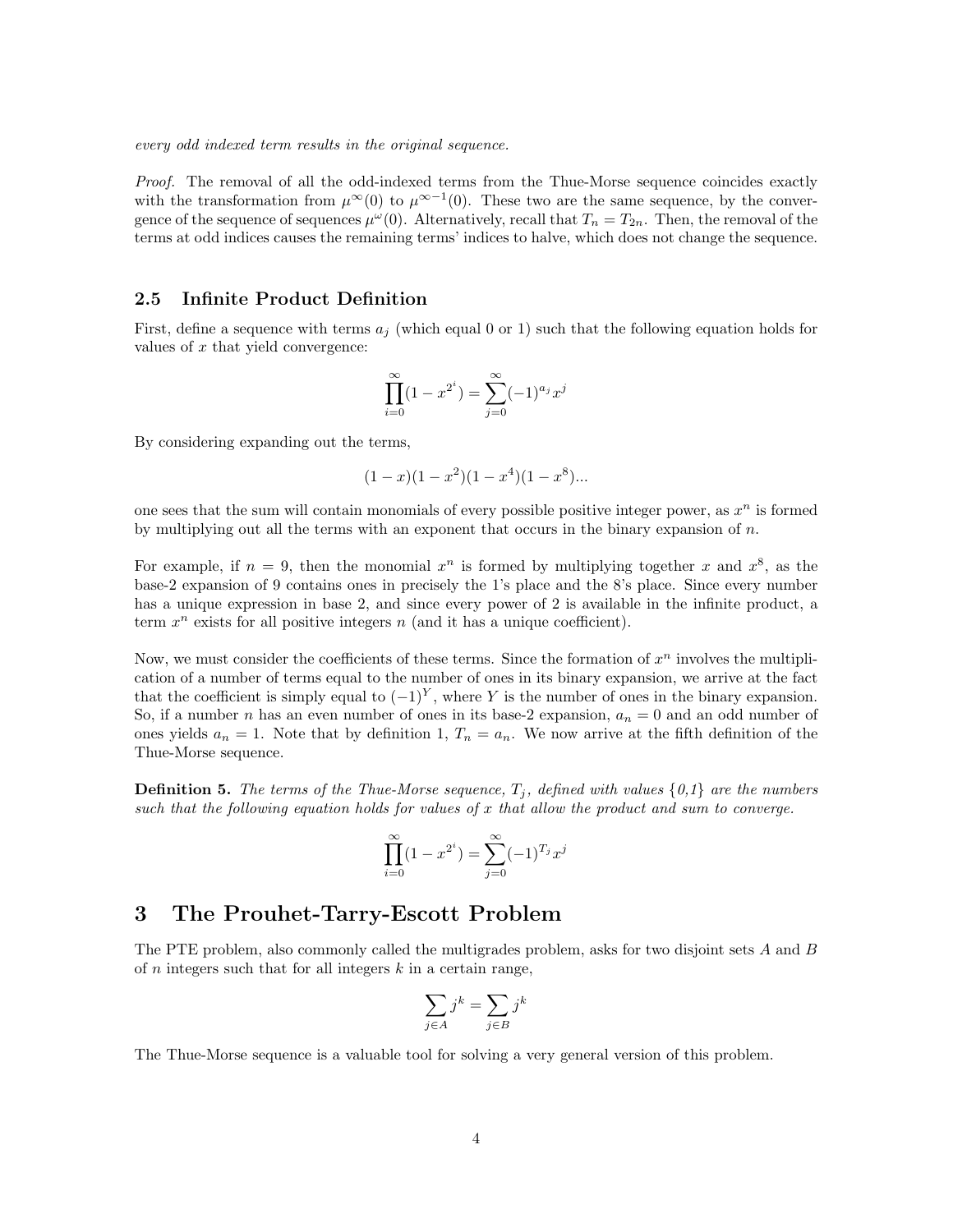*every odd indexed term results in the original sequence.*

*Proof.* The removal of all the odd-indexed terms from the Thue-Morse sequence coincides exactly with the transformation from $\mu^{\infty}(0)$ to $\mu^{\infty-1}(0)$. These two are the same sequence, by the convergence of the sequence of sequences $\mu^{\omega}(0)$. Alternatively, recall that $T_n = T_{2n}$. Then, the removal of the terms at odd indices causes the remaining terms' indices to halve, which does not change the sequence.

### 2.5 Infinite Product Definition

First, define a sequence with terms $a_j$ (which equal 0 or 1) such that the following equation holds for values of $x$ that yield convergence:

$$\prod_{i=0}^{\infty}(1 - x^{2^i}) = \sum_{j=0}^{\infty}(-1)^{a_j}x^j$$

By considering expanding out the terms,

$$(1-x)(1-x^2)(1-x^4)(1-x^8)...$$

one sees that the sum will contain monomials of every possible positive integer power, as $x^n$ is formed by multiplying out all the terms with an exponent that occurs in the binary expansion of $n$.

For example, if $n = 9$, then the monomial $x^n$ is formed by multiplying together $x$ and $x^8$, as the base-2 expansion of 9 contains ones in precisely the 1's place and the 8's place. Since every number has a unique expression in base 2, and since every power of 2 is available in the infinite product, a term $x^n$ exists for all positive integers $n$ (and it has a unique coefficient).

Now, we must consider the coefficients of these terms. Since the formation of $x^n$ involves the multiplication of a number of terms equal to the number of ones in its binary expansion, we arrive at the fact that the coefficient is simply equal to $(-1)^Y$, where $Y$ is the number of ones in the binary expansion. So, if a number $n$ has an even number of ones in its base-2 expansion, $a_n = 0$ and an odd number of ones yields $a_n = 1$. Note that by definition 1, $T_n = a_n$. We now arrive at the fifth definition of the Thue-Morse sequence.

**Definition 5.** *The terms of the Thue-Morse sequence, $T_j$, defined with values {0,1} are the numbers such that the following equation holds for values of $x$ that allow the product and sum to converge.*

$$\prod_{i=0}^{\infty}(1 - x^{2^i}) = \sum_{j=0}^{\infty}(-1)^{T_j}x^j$$

# 3 The Prouhet-Tarry-Escott Problem

The PTE problem, also commonly called the multigrades problem, asks for two disjoint sets $A$ and $B$ of $n$ integers such that for all integers $k$ in a certain range,

$$\sum_{j \in A} j^k = \sum_{j \in B} j^k$$

The Thue-Morse sequence is a valuable tool for solving a very general version of this problem.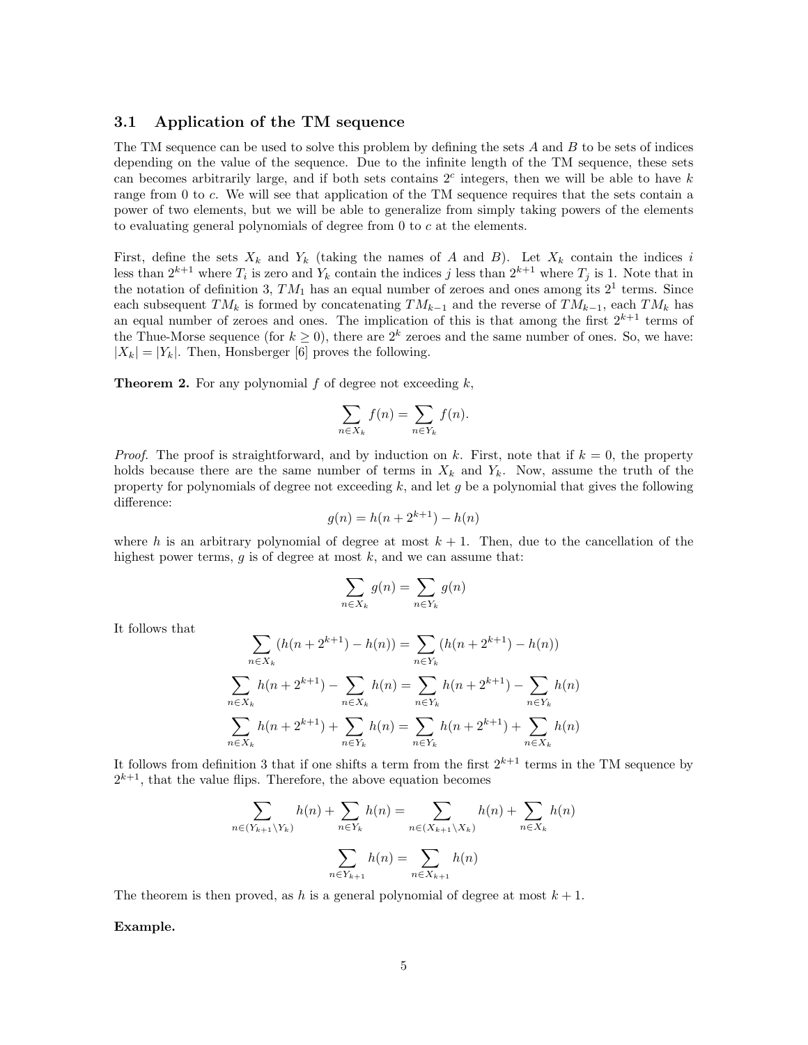### 3.1 Application of the TM sequence

The TM sequence can be used to solve this problem by defining the sets $A$ and $B$ to be sets of indices depending on the value of the sequence. Due to the infinite length of the TM sequence, these sets can becomes arbitrarily large, and if both sets contains $2^c$ integers, then we will be able to have $k$ range from 0 to $c$. We will see that application of the TM sequence requires that the sets contain a power of two elements, but we will be able to generalize from simply taking powers of the elements to evaluating general polynomials of degree from 0 to $c$ at the elements.

First, define the sets $X_k$ and $Y_k$ (taking the names of $A$ and $B$). Let $X_k$ contain the indices $i$ less than $2^{k+1}$ where $T_i$ is zero and $Y_k$ contain the indices $j$ less than $2^{k+1}$ where $T_j$ is 1. Note that in the notation of definition 3, $TM_1$ has an equal number of zeroes and ones among its $2^1$ terms. Since each subsequent $TM_k$ is formed by concatenating $TM_{k-1}$ and the reverse of $TM_{k-1}$, each $TM_k$ has an equal number of zeroes and ones. The implication of this is that among the first $2^{k+1}$ terms of the Thue-Morse sequence (for $k \geq 0$), there are $2^k$ zeroes and the same number of ones. So, we have: $|X_k| = |Y_k|$. Then, Honsberger [6] proves the following.

**Theorem 2.** For any polynomial $f$ of degree not exceeding $k$,

$$\sum_{n \in X_k} f(n) = \sum_{n \in Y_k} f(n).$$

*Proof.* The proof is straightforward, and by induction on $k$. First, note that if $k = 0$, the property holds because there are the same number of terms in $X_k$ and $Y_k$. Now, assume the truth of the property for polynomials of degree not exceeding $k$, and let $g$ be a polynomial that gives the following difference:

$$g(n) = h(n + 2^{k+1}) - h(n)$$

where $h$ is an arbitrary polynomial of degree at most $k + 1$. Then, due to the cancellation of the highest power terms, $g$ is of degree at most $k$, and we can assume that:

$$\sum_{n \in X_k} g(n) = \sum_{n \in Y_k} g(n)$$

It follows that

$$\sum_{n \in X_k} (h(n + 2^{k+1}) - h(n)) = \sum_{n \in Y_k} (h(n + 2^{k+1}) - h(n))$$

$$\sum_{n \in X_k} h(n + 2^{k+1}) - \sum_{n \in X_k} h(n) = \sum_{n \in Y_k} h(n + 2^{k+1}) - \sum_{n \in Y_k} h(n)$$

$$\sum_{n \in X_k} h(n + 2^{k+1}) + \sum_{n \in Y_k} h(n) = \sum_{n \in Y_k} h(n + 2^{k+1}) + \sum_{n \in X_k} h(n)$$

It follows from definition 3 that if one shifts a term from the first $2^{k+1}$ terms in the TM sequence by $2^{k+1}$, that the value flips. Therefore, the above equation becomes

$$\sum_{n \in (Y_{k+1} \setminus Y_k)} h(n) + \sum_{n \in Y_k} h(n) = \sum_{n \in (X_{k+1} \setminus X_k)} h(n) + \sum_{n \in X_k} h(n)$$

$$\sum_{n \in Y_{k+1}} h(n) = \sum_{n \in X_{k+1}} h(n)$$

The theorem is then proved, as $h$ is a general polynomial of degree at most $k + 1$.

**Example.**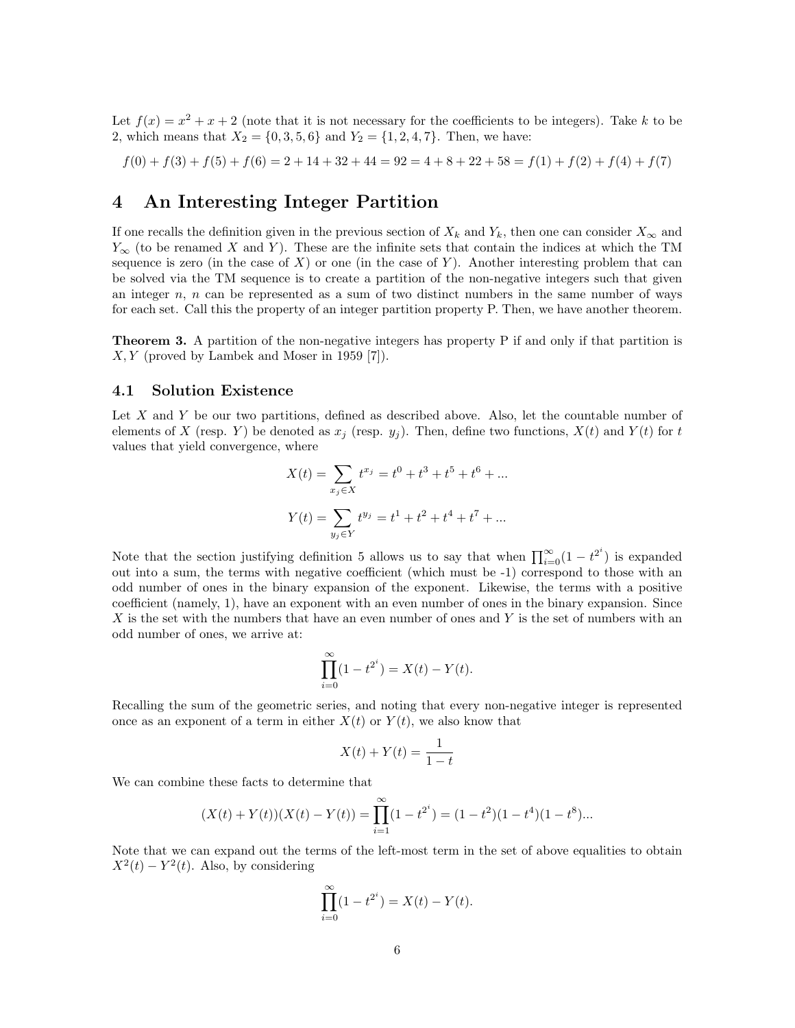Let $f(x) = x^2 + x + 2$ (note that it is not necessary for the coefficients to be integers). Take $k$ to be 2, which means that $X_2 = \{0, 3, 5, 6\}$ and $Y_2 = \{1, 2, 4, 7\}$. Then, we have:

$$f(0) + f(3) + f(5) + f(6) = 2 + 14 + 32 + 44 = 92 = 4 + 8 + 22 + 58 = f(1) + f(2) + f(4) + f(7)$$

# 4 An Interesting Integer Partition

If one recalls the definition given in the previous section of $X_k$ and $Y_k$, then one can consider $X_\infty$ and $Y_\infty$ (to be renamed $X$ and $Y$). These are the infinite sets that contain the indices at which the TM sequence is zero (in the case of $X$) or one (in the case of $Y$). Another interesting problem that can be solved via the TM sequence is to create a partition of the non-negative integers such that given an integer $n$, $n$ can be represented as a sum of two distinct numbers in the same number of ways for each set. Call this the property of an integer partition property P. Then, we have another theorem.

**Theorem 3.** *A partition of the non-negative integers has property P if and only if that partition is $X, Y$ (proved by Lambek and Moser in 1959 [7]).*

## 4.1 Solution Existence

Let $X$ and $Y$ be our two partitions, defined as described above. Also, let the countable number of elements of $X$ (resp. $Y$) be denoted as $x_j$ (resp. $y_j$). Then, define two functions, $X(t)$ and $Y(t)$ for $t$ values that yield convergence, where

$$X(t) = \sum_{x_j \in X} t^{x_j} = t^0 + t^3 + t^5 + t^6 + ...$$

$$Y(t) = \sum_{y_j \in Y} t^{y_j} = t^1 + t^2 + t^4 + t^7 + ...$$

Note that the section justifying definition 5 allows us to say that when $\prod_{i=0}^{\infty}(1 - t^{2^i})$ is expanded out into a sum, the terms with negative coefficient (which must be -1) correspond to those with an odd number of ones in the binary expansion of the exponent. Likewise, the terms with a positive coefficient (namely, 1), have an exponent with an even number of ones in the binary expansion. Since $X$ is the set with the numbers that have an even number of ones and $Y$ is the set of numbers with an odd number of ones, we arrive at:

$$\prod_{i=0}^{\infty}(1 - t^{2^i}) = X(t) - Y(t).$$

Recalling the sum of the geometric series, and noting that every non-negative integer is represented once as an exponent of a term in either $X(t)$ or $Y(t)$, we also know that

$$X(t) + Y(t) = \frac{1}{1 - t}$$

We can combine these facts to determine that

$$(X(t) + Y(t))(X(t) - Y(t)) = \prod_{i=1}^{\infty}(1 - t^{2^i}) = (1 - t^2)(1 - t^4)(1 - t^8)...$$

Note that we can expand out the terms of the left-most term in the set of above equalities to obtain $X^2(t) - Y^2(t)$. Also, by considering

$$\prod_{i=0}^{\infty}(1 - t^{2^i}) = X(t) - Y(t).$$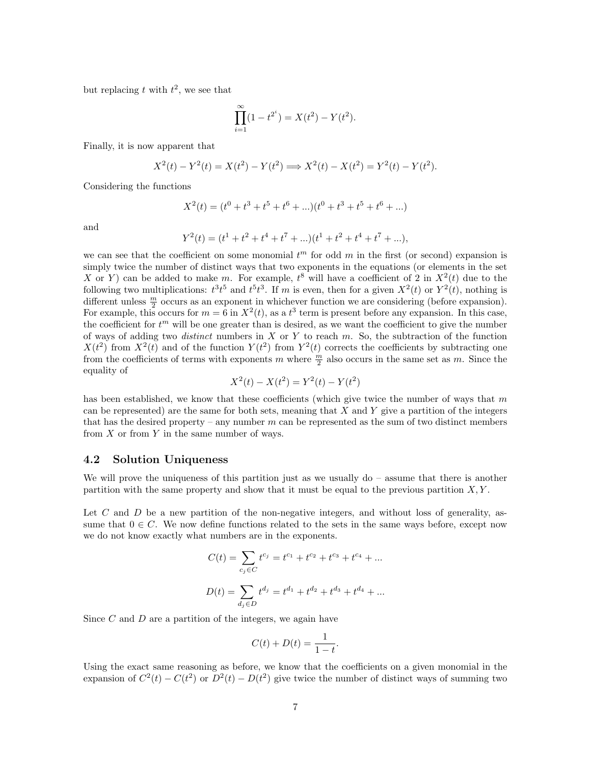but replacing $t$ with $t^2$, we see that

$$\prod_{i=1}^{\infty}(1 - t^{2^i}) = X(t^2) - Y(t^2).$$

Finally, it is now apparent that

$$X^2(t) - Y^2(t) = X(t^2) - Y(t^2) \Longrightarrow X^2(t) - X(t^2) = Y^2(t) - Y(t^2).$$

Considering the functions

$$X^2(t) = (t^0 + t^3 + t^5 + t^6 + ...)(t^0 + t^3 + t^5 + t^6 + ...)$$

and

$$Y^2(t) = (t^1 + t^2 + t^4 + t^7 + ...)(t^1 + t^2 + t^4 + t^7 + ...),$$

we can see that the coefficient on some monomial $t^m$ for odd $m$ in the first (or second) expansion is simply twice the number of distinct ways that two exponents in the equations (or elements in the set $X$ or $Y$) can be added to make $m$. For example, $t^8$ will have a coefficient of 2 in $X^2(t)$ due to the following two multiplications: $t^3t^5$ and $t^5t^3$. If $m$ is even, then for a given $X^2(t)$ or $Y^2(t)$, nothing is different unless $\frac{m}{2}$ occurs as an exponent in whichever function we are considering (before expansion). For example, this occurs for $m = 6$ in $X^2(t)$, as a $t^3$ term is present before any expansion. In this case, the coefficient for $t^m$ will be one greater than is desired, as we want the coefficient to give the number of ways of adding two *distinct* numbers in $X$ or $Y$ to reach $m$. So, the subtraction of the function $X(t^2)$ from $X^2(t)$ and of the function $Y(t^2)$ from $Y^2(t)$ corrects the coefficients by subtracting one from the coefficients of terms with exponents $m$ where $\frac{m}{2}$ also occurs in the same set as $m$. Since the equality of

$$X^2(t) - X(t^2) = Y^2(t) - Y(t^2)$$

has been established, we know that these coefficients (which give twice the number of ways that $m$ can be represented) are the same for both sets, meaning that $X$ and $Y$ give a partition of the integers that has the desired property – any number $m$ can be represented as the sum of two distinct members from $X$ or from $Y$ in the same number of ways.

### 4.2 Solution Uniqueness

We will prove the uniqueness of this partition just as we usually do – assume that there is another partition with the same property and show that it must be equal to the previous partition $X, Y$.

Let $C$ and $D$ be a new partition of the non-negative integers, and without loss of generality, assume that $0 \in C$. We now define functions related to the sets in the same ways before, except now we do not know exactly what numbers are in the exponents.

$$C(t) = \sum_{c_j \in C} t^{c_j} = t^{c_1} + t^{c_2} + t^{c_3} + t^{c_4} + ...$$

$$D(t) = \sum_{d_j \in D} t^{d_j} = t^{d_1} + t^{d_2} + t^{d_3} + t^{d_4} + ...$$

Since $C$ and $D$ are a partition of the integers, we again have

$$C(t) + D(t) = \frac{1}{1-t}.$$

Using the exact same reasoning as before, we know that the coefficients on a given monomial in the expansion of $C^2(t) - C(t^2)$ or $D^2(t) - D(t^2)$ give twice the number of distinct ways of summing two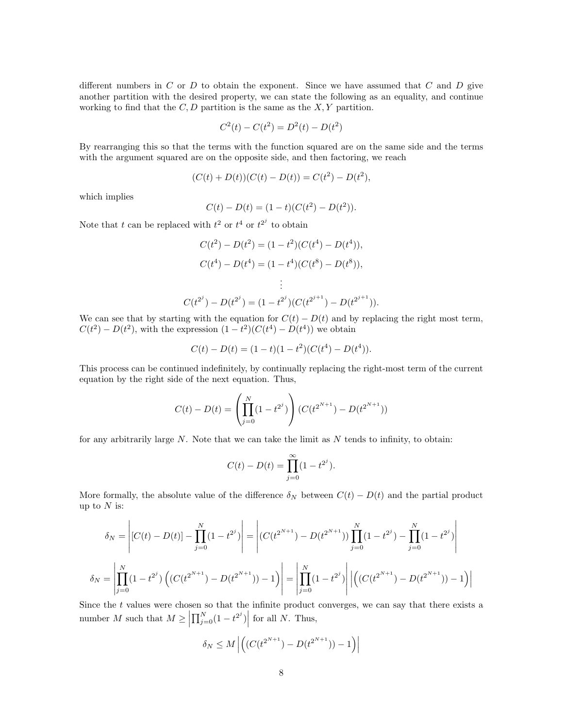different numbers in $C$ or $D$ to obtain the exponent. Since we have assumed that $C$ and $D$ give another partition with the desired property, we can state the following as an equality, and continue working to find that the $C, D$ partition is the same as the $X, Y$ partition.

$$C^2(t) - C(t^2) = D^2(t) - D(t^2)$$

By rearranging this so that the terms with the function squared are on the same side and the terms with the argument squared are on the opposite side, and then factoring, we reach

$$(C(t) + D(t))(C(t) - D(t)) = C(t^2) - D(t^2),$$

which implies

$$C(t) - D(t) = (1 - t)(C(t^2) - D(t^2)).$$

Note that $t$ can be replaced with $t^2$ or $t^4$ or $t^{2^j}$ to obtain

$$C(t^2) - D(t^2) = (1 - t^2)(C(t^4) - D(t^4)),$$

$$C(t^4) - D(t^4) = (1 - t^4)(C(t^8) - D(t^8)),$$

$$\vdots$$

$$C(t^{2^j}) - D(t^{2^j}) = (1 - t^{2^j})(C(t^{2^{j+1}}) - D(t^{2^{j+1}})).$$

We can see that by starting with the equation for $C(t) - D(t)$ and by replacing the right most term, $C(t^2) - D(t^2)$, with the expression $(1 - t^2)(C(t^4) - D(t^4))$ we obtain

$$C(t) - D(t) = (1 - t)(1 - t^2)(C(t^4) - D(t^4)).$$

This process can be continued indefinitely, by continually replacing the right-most term of the current equation by the right side of the next equation. Thus,

$$C(t) - D(t) = \left(\prod_{j=0}^{N}(1 - t^{2^j})\right)(C(t^{2^{N+1}}) - D(t^{2^{N+1}}))$$

for any arbitrarily large $N$. Note that we can take the limit as $N$ tends to infinity, to obtain:

$$C(t) - D(t) = \prod_{j=0}^{\infty}(1 - t^{2^j}).$$

More formally, the absolute value of the difference $\delta_N$ between $C(t) - D(t)$ and the partial product up to $N$ is:

$$\delta_N = \left|[C(t) - D(t)] - \prod_{j=0}^{N}(1 - t^{2^j})\right| = \left|(C(t^{2^{N+1}}) - D(t^{2^{N+1}}))\prod_{j=0}^{N}(1 - t^{2^j}) - \prod_{j=0}^{N}(1 - t^{2^j})\right|$$

$$\delta_N = \left|\prod_{j=0}^{N}(1 - t^{2^j})\left((C(t^{2^{N+1}}) - D(t^{2^{N+1}})) - 1\right)\right| = \left|\prod_{j=0}^{N}(1 - t^{2^j})\right|\left|\left((C(t^{2^{N+1}}) - D(t^{2^{N+1}})) - 1\right)\right|$$

Since the $t$ values were chosen so that the infinite product converges, we can say that there exists a number $M$ such that $M \geq \left|\prod_{j=0}^{N}(1 - t^{2^j})\right|$ for all $N$. Thus,

$$\delta_N \leq M\left|\left((C(t^{2^{N+1}}) - D(t^{2^{N+1}})) - 1\right)\right|$$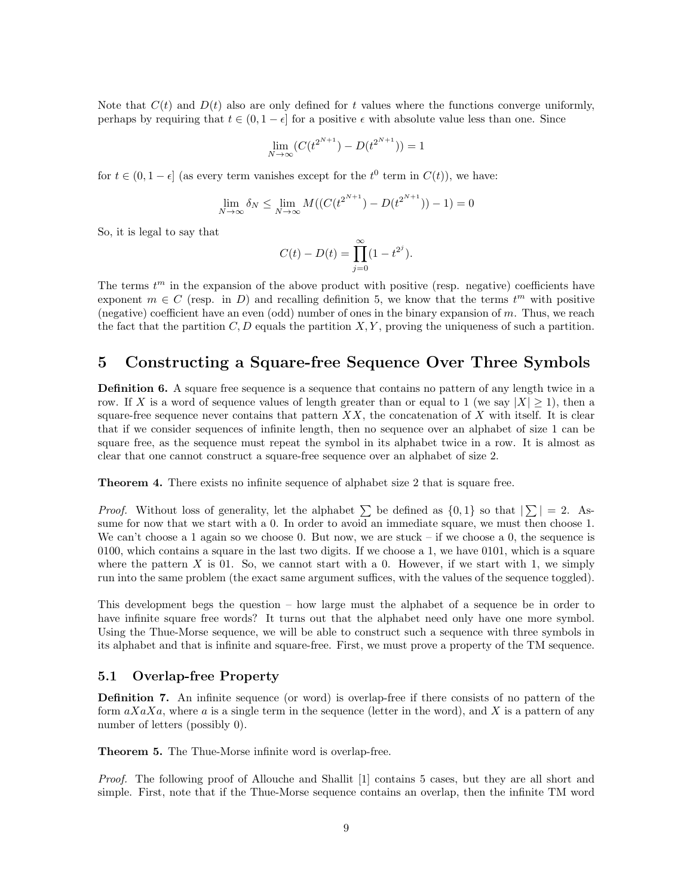Note that $C(t)$ and $D(t)$ also are only defined for $t$ values where the functions converge uniformly, perhaps by requiring that $t \in (0, 1-\epsilon]$ for a positive $\epsilon$ with absolute value less than one. Since

$$\lim_{N\to\infty}(C(t^{2^{N+1}}) - D(t^{2^{N+1}})) = 1$$

for $t \in (0, 1-\epsilon]$ (as every term vanishes except for the $t^0$ term in $C(t)$), we have:

$$\lim_{N\to\infty}\delta_N \leq \lim_{N\to\infty} M((C(t^{2^{N+1}}) - D(t^{2^{N+1}})) - 1) = 0$$

So, it is legal to say that

$$C(t) - D(t) = \prod_{j=0}^{\infty}(1 - t^{2^j}).$$

The terms $t^m$ in the expansion of the above product with positive (resp. negative) coefficients have exponent $m \in C$ (resp. in $D$) and recalling definition 5, we know that the terms $t^m$ with positive (negative) coefficient have an even (odd) number of ones in the binary expansion of $m$. Thus, we reach the fact that the partition $C, D$ equals the partition $X, Y$, proving the uniqueness of such a partition.

# 5 Constructing a Square-free Sequence Over Three Symbols

**Definition 6.** A square free sequence is a sequence that contains no pattern of any length twice in a row. If $X$ is a word of sequence values of length greater than or equal to 1 (we say $|X| \geq 1$), then a square-free sequence never contains that pattern $XX$, the concatenation of $X$ with itself. It is clear that if we consider sequences of infinite length, then no sequence over an alphabet of size 1 can be square free, as the sequence must repeat the symbol in its alphabet twice in a row. It is almost as clear that one cannot construct a square-free sequence over an alphabet of size 2.

**Theorem 4.** There exists no infinite sequence of alphabet size 2 that is square free.

*Proof.* Without loss of generality, let the alphabet $\sum$ be defined as $\{0, 1\}$ so that $|\sum| = 2$. Assume for now that we start with a 0. In order to avoid an immediate square, we must then choose 1. We can't choose a 1 again so we choose 0. But now, we are stuck – if we choose a 0, the sequence is 0100, which contains a square in the last two digits. If we choose a 1, we have 0101, which is a square where the pattern $X$ is 01. So, we cannot start with a 0. However, if we start with 1, we simply run into the same problem (the exact same argument suffices, with the values of the sequence toggled).

This development begs the question – how large must the alphabet of a sequence be in order to have infinite square free words? It turns out that the alphabet need only have one more symbol. Using the Thue-Morse sequence, we will be able to construct such a sequence with three symbols in its alphabet and that is infinite and square-free. First, we must prove a property of the TM sequence.

## 5.1 Overlap-free Property

**Definition 7.** An infinite sequence (or word) is overlap-free if there consists of no pattern of the form $aXaXa$, where $a$ is a single term in the sequence (letter in the word), and $X$ is a pattern of any number of letters (possibly 0).

**Theorem 5.** The Thue-Morse infinite word is overlap-free.

*Proof.* The following proof of Allouche and Shallit [1] contains 5 cases, but they are all short and simple. First, note that if the Thue-Morse sequence contains an overlap, then the infinite TM word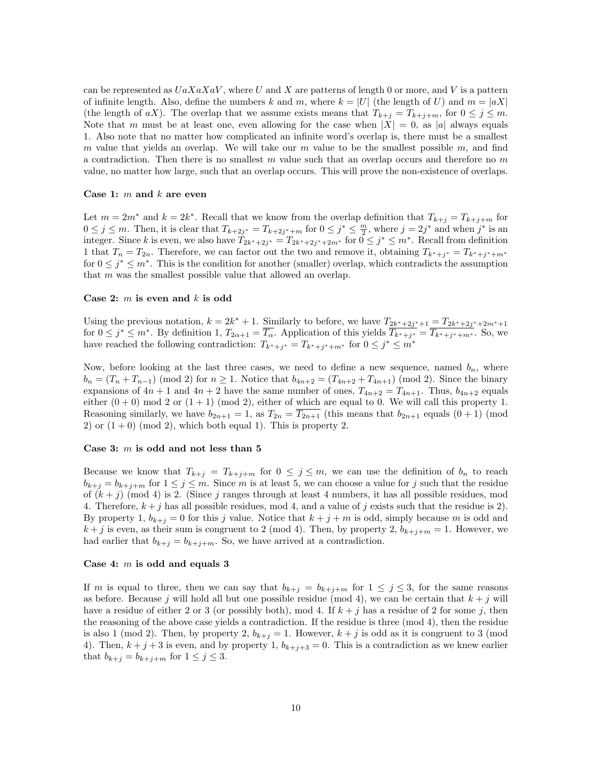can be represented as $UaXaXaV$, where $U$ and $X$ are patterns of length 0 or more, and $V$ is a pattern of infinite length. Also, define the numbers $k$ and $m$, where $k = |U|$ (the length of $U$) and $m = |aX|$ (the length of $aX$). The overlap that we assume exists means that $T_{k+j} = T_{k+j+m}$, for $0 \leq j \leq m$. Note that $m$ must be at least one, even allowing for the case when $|X| = 0$, as $|a|$ always equals 1. Also note that no matter how complicated an infinite word's overlap is, there must be a smallest $m$ value that yields an overlap. We will take our $m$ value to be the smallest possible $m$, and find a contradiction. Then there is no smallest $m$ value such that an overlap occurs and therefore no $m$ value, no matter how large, such that an overlap occurs. This will prove the non-existence of overlaps.

**Case 1: $m$ and $k$ are even**

Let $m = 2m^*$ and $k = 2k^*$. Recall that we know from the overlap definition that $T_{k+j} = T_{k+j+m}$ for $0 \leq j \leq m$. Then, it is clear that $T_{k+2j^*} = T_{k+2j^*+m}$ for $0 \leq j^* \leq \frac{m}{2}$, where $j = 2j^*$ and when $j^*$ is an integer. Since $k$ is even, we also have $T_{2k^*+2j^*} = T_{2k^*+2j^*+2m^*}$ for $0 \leq j^* \leq m^*$. Recall from definition 1 that $T_n = T_{2n}$. Therefore, we can factor out the two and remove it, obtaining $T_{k^*+j^*} = T_{k^*+j^*+m^*}$ for $0 \leq j^* \leq m^*$. This is the condition for another (smaller) overlap, which contradicts the assumption that $m$ was the smallest possible value that allowed an overlap.

**Case 2: $m$ is even and $k$ is odd**

Using the previous notation, $k = 2k^* + 1$. Similarly to before, we have $\overline{T_{2k^*+2j^*+1}} = \overline{T_{2k^*+2j^*+2m^*+1}}$ for $0 \leq j^* \leq m^*$. By definition 1, $T_{2\alpha+1} = \overline{T_\alpha}$. Application of this yields $\overline{T_{k^*+j^*}} = \overline{T_{k^*+j^*+m^*}}$. So, we have reached the following contradiction: $T_{k^*+j^*} = T_{k^*+j^*+m^*}$ for $0 \leq j^* \leq m^*$

Now, before looking at the last three cases, we need to define a new sequence, named $b_n$, where $b_n = (T_n + T_{n-1}) \pmod 2$ for $n \geq 1$. Notice that $b_{4n+2} = (T_{4n+2} + T_{4n+1}) \pmod 2$. Since the binary expansions of $4n + 1$ and $4n + 2$ have the same number of ones, $T_{4n+2} = T_{4n+1}$. Thus, $b_{4n+2}$ equals either $(0 + 0) \bmod 2$ or $(1 + 1) \pmod 2$, either of which are equal to 0. We will call this property 1. Reasoning similarly, we have $b_{2n+1} = 1$, as $T_{2n} = \overline{T_{2n+1}}$ (this means that $b_{2n+1}$ equals $(0 + 1) \pmod 2$ or $(1 + 0) \pmod 2$, which both equal 1). This is property 2.

**Case 3: $m$ is odd and not less than 5**

Because we know that $T_{k+j} = T_{k+j+m}$ for $0 \leq j \leq m$, we can use the definition of $b_n$ to reach $b_{k+j} = b_{k+j+m}$ for $1 \leq j \leq m$. Since $m$ is at least 5, we can choose a value for $j$ such that the residue of $(k + j) \pmod 4$ is 2. (Since $j$ ranges through at least 4 numbers, it has all possible residues, mod 4. Therefore, $k + j$ has all possible residues, mod 4, and a value of $j$ exists such that the residue is 2). By property 1, $b_{k+j} = 0$ for this $j$ value. Notice that $k + j + m$ is odd, simply because $m$ is odd and $k + j$ is even, as their sum is congruent to 2 (mod 4). Then, by property 2, $b_{k+j+m} = 1$. However, we had earlier that $b_{k+j} = b_{k+j+m}$. So, we have arrived at a contradiction.

**Case 4: $m$ is odd and equals 3**

If $m$ is equal to three, then we can say that $b_{k+j} = b_{k+j+m}$ for $1 \leq j \leq 3$, for the same reasons as before. Because $j$ will hold all but one possible residue (mod 4), we can be certain that $k + j$ will have a residue of either 2 or 3 (or possibly both), mod 4. If $k + j$ has a residue of 2 for some $j$, then the reasoning of the above case yields a contradiction. If the residue is three (mod 4), then the residue is also 1 (mod 2). Then, by property 2, $b_{k+j} = 1$. However, $k + j$ is odd as it is congruent to 3 (mod 4). Then, $k + j + 3$ is even, and by property 1, $b_{k+j+3} = 0$. This is a contradiction as we knew earlier that $b_{k+j} = b_{k+j+m}$ for $1 \leq j \leq 3$.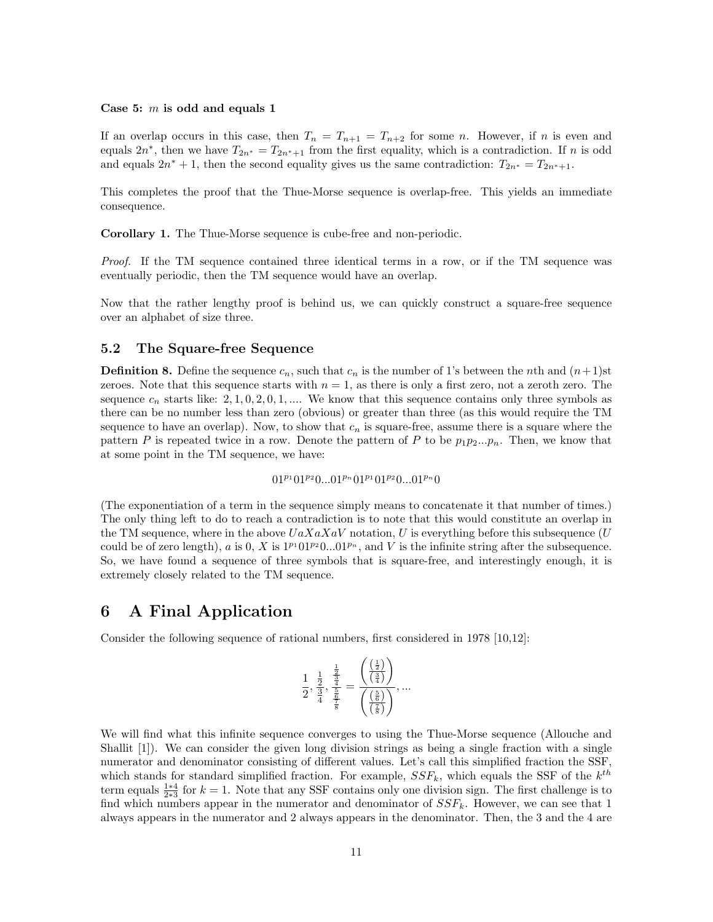**Case 5:** $m$ **is odd and equals 1**

If an overlap occurs in this case, then $T_n = T_{n+1} = T_{n+2}$ for some $n$. However, if $n$ is even and equals $2n^*$, then we have $T_{2n^*} = T_{2n^*+1}$ from the first equality, which is a contradiction. If $n$ is odd and equals $2n^* + 1$, then the second equality gives us the same contradiction: $T_{2n^*} = T_{2n^*+1}$.

This completes the proof that the Thue-Morse sequence is overlap-free. This yields an immediate consequence.

**Corollary 1.** The Thue-Morse sequence is cube-free and non-periodic.

*Proof.* If the TM sequence contained three identical terms in a row, or if the TM sequence was eventually periodic, then the TM sequence would have an overlap.

Now that the rather lengthy proof is behind us, we can quickly construct a square-free sequence over an alphabet of size three.

## 5.2 The Square-free Sequence

**Definition 8.** Define the sequence $c_n$, such that $c_n$ is the number of 1's between the $n$th and $(n+1)$st zeroes. Note that this sequence starts with $n = 1$, as there is only a first zero, not a zeroth zero. The sequence $c_n$ starts like: $2, 1, 0, 2, 0, 1, \ldots$. We know that this sequence contains only three symbols as there can be no number less than zero (obvious) or greater than three (as this would require the TM sequence to have an overlap). Now, to show that $c_n$ is square-free, assume there is a square where the pattern $P$ is repeated twice in a row. Denote the pattern of $P$ to be $p_1 p_2 \ldots p_n$. Then, we know that at some point in the TM sequence, we have:

$$01^{p_1}01^{p_2}0 \ldots 01^{p_n}01^{p_1}01^{p_2}0 \ldots 01^{p_n}0$$

(The exponentiation of a term in the sequence simply means to concatenate it that number of times.) The only thing left to do to reach a contradiction is to note that this would constitute an overlap in the TM sequence, where in the above $UaXaXaV$ notation, $U$ is everything before this subsequence ($U$ could be of zero length), $a$ is 0, $X$ is $1^{p_1}01^{p_2}0 \ldots 01^{p_n}$, and $V$ is the infinite string after the subsequence. So, we have found a sequence of three symbols that is square-free, and interestingly enough, it is extremely closely related to the TM sequence.

# 6 A Final Application

Consider the following sequence of rational numbers, first considered in 1978 [10,12]:

$$\frac{1}{2}, \frac{\frac{1}{2}}{\frac{3}{4}}, \frac{\frac{\frac{1}{2}}{\frac{3}{4}}}{\frac{\frac{5}{6}}{\frac{7}{8}}} = \frac{\left(\frac{\left(\frac{1}{2}\right)}{\left(\frac{3}{4}\right)}\right)}{\left(\frac{\left(\frac{5}{6}\right)}{\left(\frac{7}{8}\right)}\right)}, \ldots$$

We will find what this infinite sequence converges to using the Thue-Morse sequence (Allouche and Shallit [1]). We can consider the given long division strings as being a single fraction with a single numerator and denominator consisting of different values. Let's call this simplified fraction the SSF, which stands for standard simplified fraction. For example, $SSF_k$, which equals the SSF of the $k^{th}$ term equals $\frac{1*4}{2*3}$ for $k = 1$. Note that any SSF contains only one division sign. The first challenge is to find which numbers appear in the numerator and denominator of $SSF_k$. However, we can see that 1 always appears in the numerator and 2 always appears in the denominator. Then, the 3 and the 4 are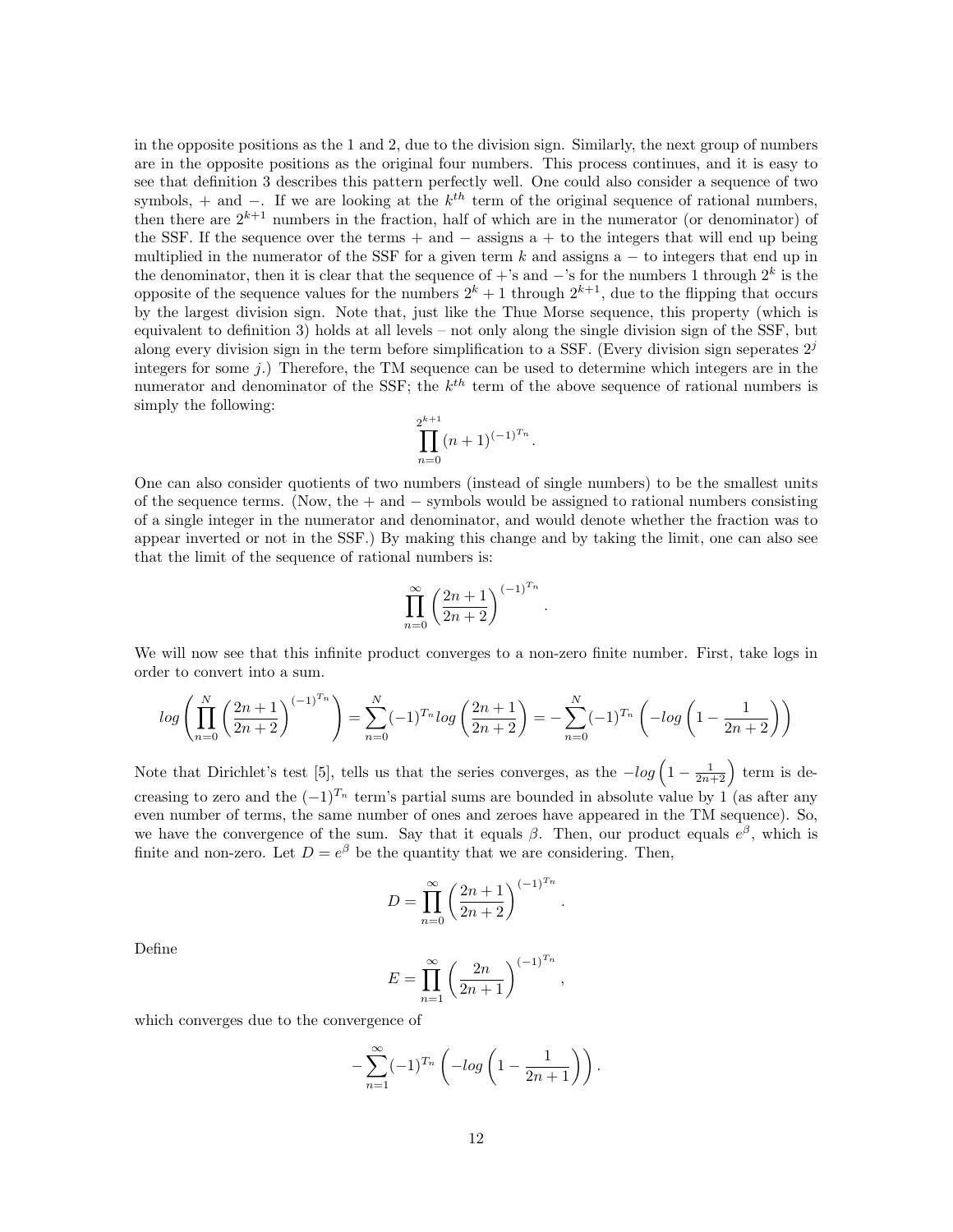in the opposite positions as the 1 and 2, due to the division sign. Similarly, the next group of numbers are in the opposite positions as the original four numbers. This process continues, and it is easy to see that definition 3 describes this pattern perfectly well. One could also consider a sequence of two symbols, + and −. If we are looking at the $k^{th}$ term of the original sequence of rational numbers, then there are $2^{k+1}$ numbers in the fraction, half of which are in the numerator (or denominator) of the SSF. If the sequence over the terms + and − assigns a + to the integers that will end up being multiplied in the numerator of the SSF for a given term $k$ and assigns a − to integers that end up in the denominator, then it is clear that the sequence of +'s and −'s for the numbers 1 through $2^k$ is the opposite of the sequence values for the numbers $2^k + 1$ through $2^{k+1}$, due to the flipping that occurs by the largest division sign. Note that, just like the Thue Morse sequence, this property (which is equivalent to definition 3) holds at all levels – not only along the single division sign of the SSF, but along every division sign in the term before simplification to a SSF. (Every division sign seperates $2^j$ integers for some $j$.) Therefore, the TM sequence can be used to determine which integers are in the numerator and denominator of the SSF; the $k^{th}$ term of the above sequence of rational numbers is simply the following:

$$\prod_{n=0}^{2^{k+1}} (n+1)^{(-1)^{T_n}}.$$

One can also consider quotients of two numbers (instead of single numbers) to be the smallest units of the sequence terms. (Now, the + and − symbols would be assigned to rational numbers consisting of a single integer in the numerator and denominator, and would denote whether the fraction was to appear inverted or not in the SSF.) By making this change and by taking the limit, one can also see that the limit of the sequence of rational numbers is:

$$\prod_{n=0}^{\infty} \left(\frac{2n+1}{2n+2}\right)^{(-1)^{T_n}}.$$

We will now see that this infinite product converges to a non-zero finite number. First, take logs in order to convert into a sum.

$$log\left(\prod_{n=0}^{N} \left(\frac{2n+1}{2n+2}\right)^{(-1)^{T_n}}\right) = \sum_{n=0}^{N} (-1)^{T_n} log\left(\frac{2n+1}{2n+2}\right) = -\sum_{n=0}^{N} (-1)^{T_n} \left(-log\left(1 - \frac{1}{2n+2}\right)\right)$$

Note that Dirichlet's test [5], tells us that the series converges, as the $-log\left(1 - \frac{1}{2n+2}\right)$ term is decreasing to zero and the $(-1)^{T_n}$ term's partial sums are bounded in absolute value by 1 (as after any even number of terms, the same number of ones and zeroes have appeared in the TM sequence). So, we have the convergence of the sum. Say that it equals $\beta$. Then, our product equals $e^{\beta}$, which is finite and non-zero. Let $D = e^{\beta}$ be the quantity that we are considering. Then,

$$D = \prod_{n=0}^{\infty} \left(\frac{2n+1}{2n+2}\right)^{(-1)^{T_n}}.$$

Define

$$E = \prod_{n=1}^{\infty} \left(\frac{2n}{2n+1}\right)^{(-1)^{T_n}},$$

which converges due to the convergence of

$$-\sum_{n=1}^{\infty} (-1)^{T_n} \left(-log\left(1 - \frac{1}{2n+1}\right)\right).$$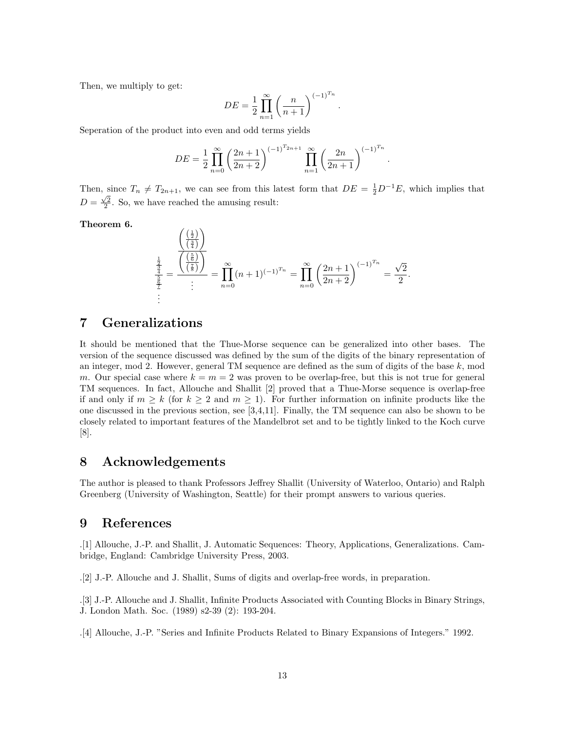Then, we multiply to get:

$$DE = \frac{1}{2}\prod_{n=1}^{\infty}\left(\frac{n}{n+1}\right)^{(-1)^{T_n}}.$$

Seperation of the product into even and odd terms yields

$$DE = \frac{1}{2}\prod_{n=0}^{\infty}\left(\frac{2n+1}{2n+2}\right)^{(-1)^{T_{2n+1}}}\prod_{n=1}^{\infty}\left(\frac{2n}{2n+1}\right)^{(-1)^{T_n}}.$$

Then, since $T_n \neq T_{2n+1}$, we can see from this latest form that $DE = \frac{1}{2}D^{-1}E$, which implies that $D = \frac{\sqrt{2}}{2}$. So, we have reached the amusing result:

**Theorem 6.**

$$\frac{\frac{\frac{1}{2}}{\frac{3}{4}}}{\frac{\frac{5}{6}}{\frac{7}{8}}}\Big/\vdots = \frac{\left(\frac{\left(\frac{1}{2}\right)}{\left(\frac{3}{4}\right)}\right)}{\frac{\left(\frac{\left(\frac{5}{6}\right)}{\left(\frac{7}{8}\right)}\right)}{\vdots}} = \prod_{n=0}^{\infty}(n+1)^{(-1)^{T_n}} = \prod_{n=0}^{\infty}\left(\frac{2n+1}{2n+2}\right)^{(-1)^{T_n}} = \frac{\sqrt{2}}{2}.$$

## 7 Generalizations

It should be mentioned that the Thue-Morse sequence can be generalized into other bases. The version of the sequence discussed was defined by the sum of the digits of the binary representation of an integer, mod 2. However, general TM sequence are defined as the sum of digits of the base $k$, mod $m$. Our special case where $k = m = 2$ was proven to be overlap-free, but this is not true for general TM sequences. In fact, Allouche and Shallit [2] proved that a Thue-Morse sequence is overlap-free if and only if $m \geq k$ (for $k \geq 2$ and $m \geq 1$). For further information on infinite products like the one discussed in the previous section, see [3,4,11]. Finally, the TM sequence can also be shown to be closely related to important features of the Mandelbrot set and to be tightly linked to the Koch curve [8].

## 8 Acknowledgements

The author is pleased to thank Professors Jeffrey Shallit (University of Waterloo, Ontario) and Ralph Greenberg (University of Washington, Seattle) for their prompt answers to various queries.

## 9 References

.[1] Allouche, J.-P. and Shallit, J. Automatic Sequences: Theory, Applications, Generalizations. Cambridge, England: Cambridge University Press, 2003.

.[2] J.-P. Allouche and J. Shallit, Sums of digits and overlap-free words, in preparation.

.[3] J.-P. Allouche and J. Shallit, Infinite Products Associated with Counting Blocks in Binary Strings, J. London Math. Soc. (1989) s2-39 (2): 193-204.

.[4] Allouche, J.-P. "Series and Infinite Products Related to Binary Expansions of Integers." 1992.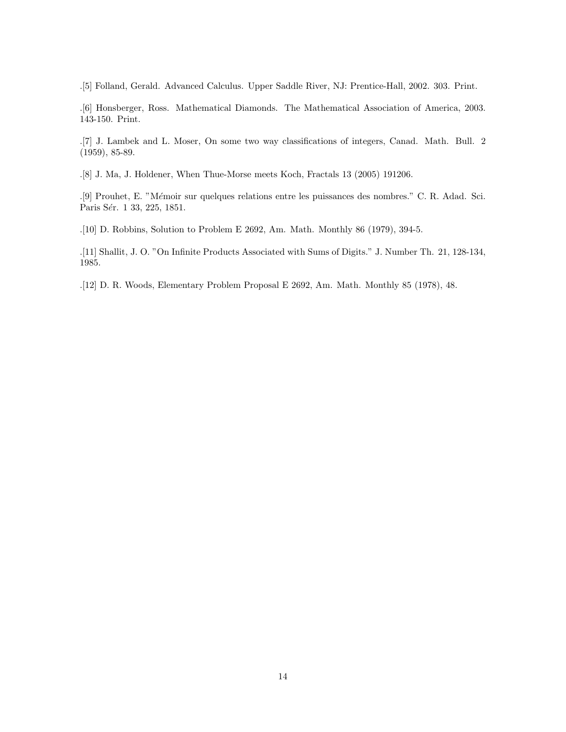.[5] Folland, Gerald. Advanced Calculus. Upper Saddle River, NJ: Prentice-Hall, 2002. 303. Print.

.[6] Honsberger, Ross. Mathematical Diamonds. The Mathematical Association of America, 2003. 143-150. Print.

.[7] J. Lambek and L. Moser, On some two way classifications of integers, Canad. Math. Bull. 2 (1959), 85-89.

.[8] J. Ma, J. Holdener, When Thue-Morse meets Koch, Fractals 13 (2005) 191206.

.[9] Prouhet, E. "Mémoir sur quelques relations entre les puissances des nombres." C. R. Adad. Sci. Paris Sér. 1 33, 225, 1851.

.[10] D. Robbins, Solution to Problem E 2692, Am. Math. Monthly 86 (1979), 394-5.

.[11] Shallit, J. O. "On Infinite Products Associated with Sums of Digits." J. Number Th. 21, 128-134, 1985.

.[12] D. R. Woods, Elementary Problem Proposal E 2692, Am. Math. Monthly 85 (1978), 48.